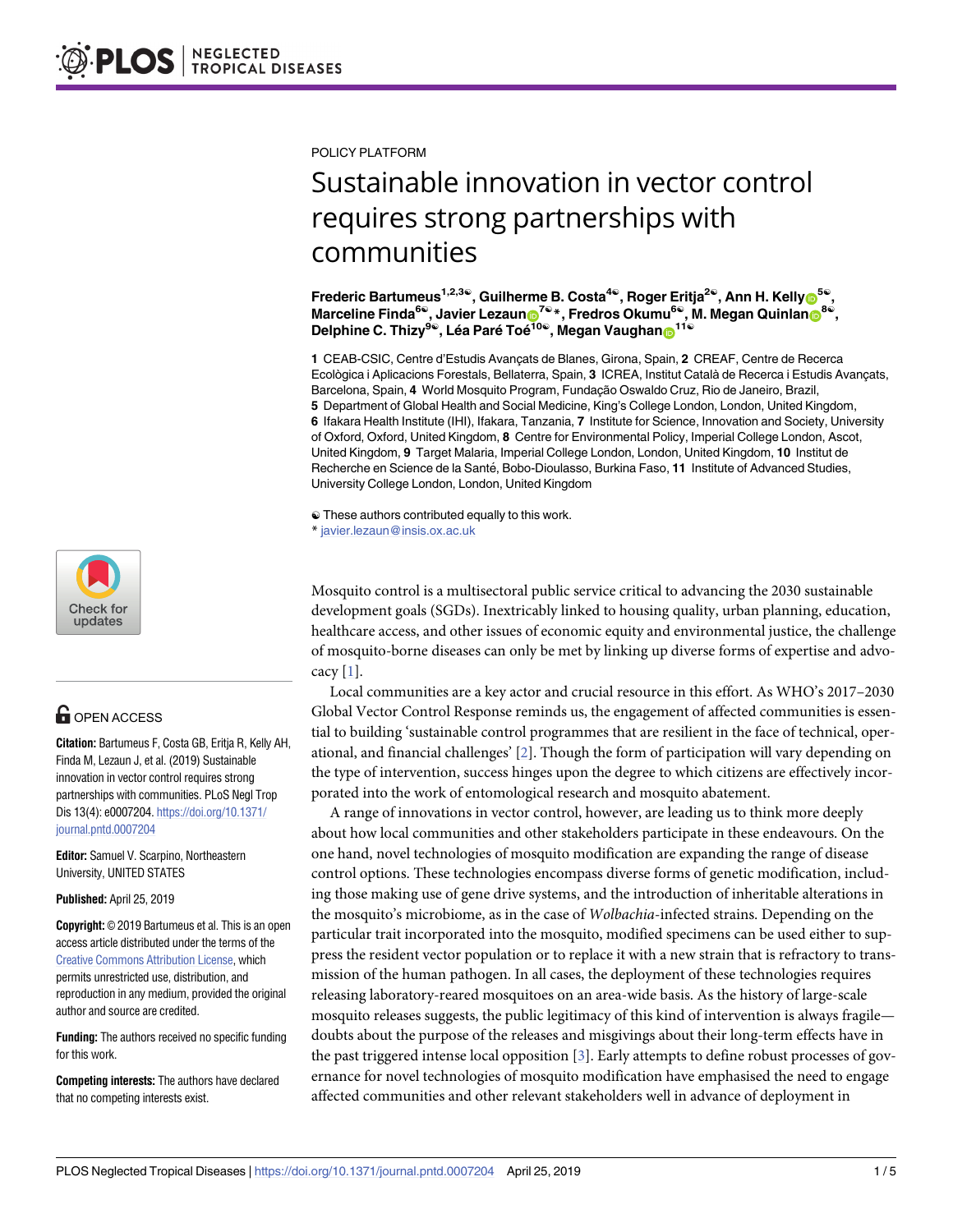POLICY PLATFORM

# Sustainable innovation in vector control requires strong partnerships with communities

**Frederic Bartumeus[1,2,3☯], Guilherme B. Costa[4☯], Roger Eritja[2☯], Ann H. Kelly[5☯], Marceline Finda[6☯], Javier Lezaun[7☯]*, Fredros Okumu[6☯], M. Megan Quinlan[8☯], Delphine C. Thizy[9☯], Léa Paré Toé[10☯], Megan Vaughan[11☯]**

**1** CEAB-CSIC, Centre d'Estudis Avançats de Blanes, Girona, Spain, **2** CREAF, Centre de Recerca Ecològica i Aplicacions Forestals, Bellaterra, Spain, **3** ICREA, Institut Català de Recerca i Estudis Avançats, Barcelona, Spain, **4** World Mosquito Program, Fundação Oswaldo Cruz, Rio de Janeiro, Brazil, **5** Department of Global Health and Social Medicine, King's College London, London, United Kingdom, **6** Ifakara Health Institute (IHI), Ifakara, Tanzania, **7** Institute for Science, Innovation and Society, University of Oxford, Oxford, United Kingdom, **8** Centre for Environmental Policy, Imperial College London, Ascot, United Kingdom, **9** Target Malaria, Imperial College London, London, United Kingdom, **10** Institut de Recherche en Science de la Santé, Bobo-Dioulasso, Burkina Faso, **11** Institute of Advanced Studies, University College London, London, United Kingdom

☯ These authors contributed equally to this work.
* javier.lezaun@insis.ox.ac.uk

OPEN ACCESS

**Citation:** Bartumeus F, Costa GB, Eritja R, Kelly AH, Finda M, Lezaun J, et al. (2019) Sustainable innovation in vector control requires strong partnerships with communities. PLoS Negl Trop Dis 13(4): e0007204. https://doi.org/10.1371/journal.pntd.0007204

**Editor:** Samuel V. Scarpino, Northeastern University, UNITED STATES

**Published:** April 25, 2019

**Copyright:** © 2019 Bartumeus et al. This is an open access article distributed under the terms of the Creative Commons Attribution License, which permits unrestricted use, distribution, and reproduction in any medium, provided the original author and source are credited.

**Funding:** The authors received no specific funding for this work.

**Competing interests:** The authors have declared that no competing interests exist.

Mosquito control is a multisectoral public service critical to advancing the 2030 sustainable development goals (SGDs). Inextricably linked to housing quality, urban planning, education, healthcare access, and other issues of economic equity and environmental justice, the challenge of mosquito-borne diseases can only be met by linking up diverse forms of expertise and advocacy [1].

Local communities are a key actor and crucial resource in this effort. As WHO's 2017–2030 Global Vector Control Response reminds us, the engagement of affected communities is essential to building 'sustainable control programmes that are resilient in the face of technical, operational, and financial challenges' [2]. Though the form of participation will vary depending on the type of intervention, success hinges upon the degree to which citizens are effectively incorporated into the work of entomological research and mosquito abatement.

A range of innovations in vector control, however, are leading us to think more deeply about how local communities and other stakeholders participate in these endeavours. On the one hand, novel technologies of mosquito modification are expanding the range of disease control options. These technologies encompass diverse forms of genetic modification, including those making use of gene drive systems, and the introduction of inheritable alterations in the mosquito's microbiome, as in the case of *Wolbachia*-infected strains. Depending on the particular trait incorporated into the mosquito, modified specimens can be used either to suppress the resident vector population or to replace it with a new strain that is refractory to transmission of the human pathogen. In all cases, the deployment of these technologies requires releasing laboratory-reared mosquitoes on an area-wide basis. As the history of large-scale mosquito releases suggests, the public legitimacy of this kind of intervention is always fragile—doubts about the purpose of the releases and misgivings about their long-term effects have in the past triggered intense local opposition [3]. Early attempts to define robust processes of governance for novel technologies of mosquito modification have emphasised the need to engage affected communities and other relevant stakeholders well in advance of deployment in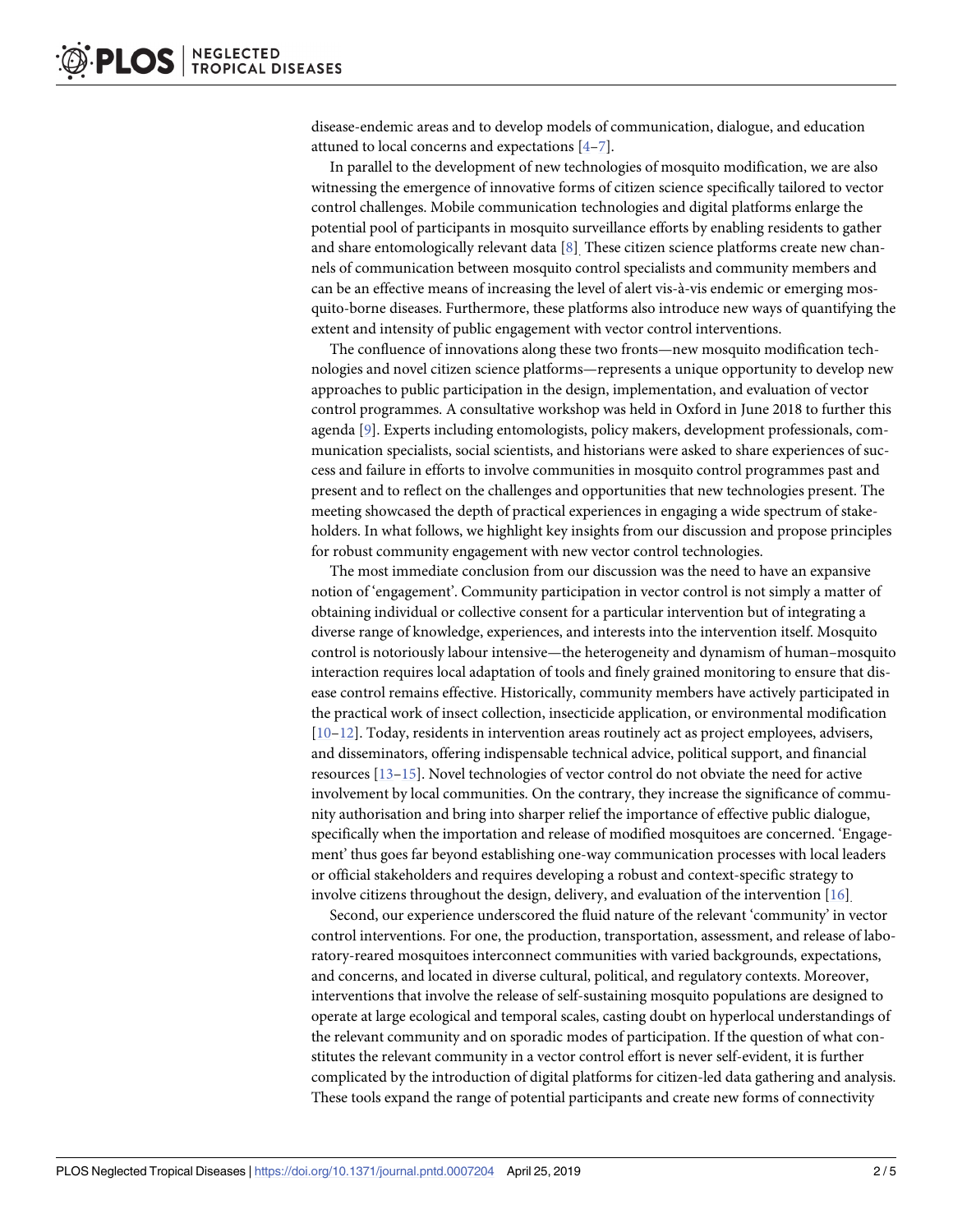disease-endemic areas and to develop models of communication, dialogue, and education attuned to local concerns and expectations [4–7].

In parallel to the development of new technologies of mosquito modification, we are also witnessing the emergence of innovative forms of citizen science specifically tailored to vector control challenges. Mobile communication technologies and digital platforms enlarge the potential pool of participants in mosquito surveillance efforts by enabling residents to gather and share entomologically relevant data [8]. These citizen science platforms create new channels of communication between mosquito control specialists and community members and can be an effective means of increasing the level of alert vis-à-vis endemic or emerging mosquito-borne diseases. Furthermore, these platforms also introduce new ways of quantifying the extent and intensity of public engagement with vector control interventions.

The confluence of innovations along these two fronts—new mosquito modification technologies and novel citizen science platforms—represents a unique opportunity to develop new approaches to public participation in the design, implementation, and evaluation of vector control programmes. A consultative workshop was held in Oxford in June 2018 to further this agenda [9]. Experts including entomologists, policy makers, development professionals, communication specialists, social scientists, and historians were asked to share experiences of success and failure in efforts to involve communities in mosquito control programmes past and present and to reflect on the challenges and opportunities that new technologies present. The meeting showcased the depth of practical experiences in engaging a wide spectrum of stakeholders. In what follows, we highlight key insights from our discussion and propose principles for robust community engagement with new vector control technologies.

The most immediate conclusion from our discussion was the need to have an expansive notion of 'engagement'. Community participation in vector control is not simply a matter of obtaining individual or collective consent for a particular intervention but of integrating a diverse range of knowledge, experiences, and interests into the intervention itself. Mosquito control is notoriously labour intensive—the heterogeneity and dynamism of human–mosquito interaction requires local adaptation of tools and finely grained monitoring to ensure that disease control remains effective. Historically, community members have actively participated in the practical work of insect collection, insecticide application, or environmental modification [10–12]. Today, residents in intervention areas routinely act as project employees, advisers, and disseminators, offering indispensable technical advice, political support, and financial resources [13–15]. Novel technologies of vector control do not obviate the need for active involvement by local communities. On the contrary, they increase the significance of community authorisation and bring into sharper relief the importance of effective public dialogue, specifically when the importation and release of modified mosquitoes are concerned. 'Engagement' thus goes far beyond establishing one-way communication processes with local leaders or official stakeholders and requires developing a robust and context-specific strategy to involve citizens throughout the design, delivery, and evaluation of the intervention [16].

Second, our experience underscored the fluid nature of the relevant 'community' in vector control interventions. For one, the production, transportation, assessment, and release of laboratory-reared mosquitoes interconnect communities with varied backgrounds, expectations, and concerns, and located in diverse cultural, political, and regulatory contexts. Moreover, interventions that involve the release of self-sustaining mosquito populations are designed to operate at large ecological and temporal scales, casting doubt on hyperlocal understandings of the relevant community and on sporadic modes of participation. If the question of what constitutes the relevant community in a vector control effort is never self-evident, it is further complicated by the introduction of digital platforms for citizen-led data gathering and analysis. These tools expand the range of potential participants and create new forms of connectivity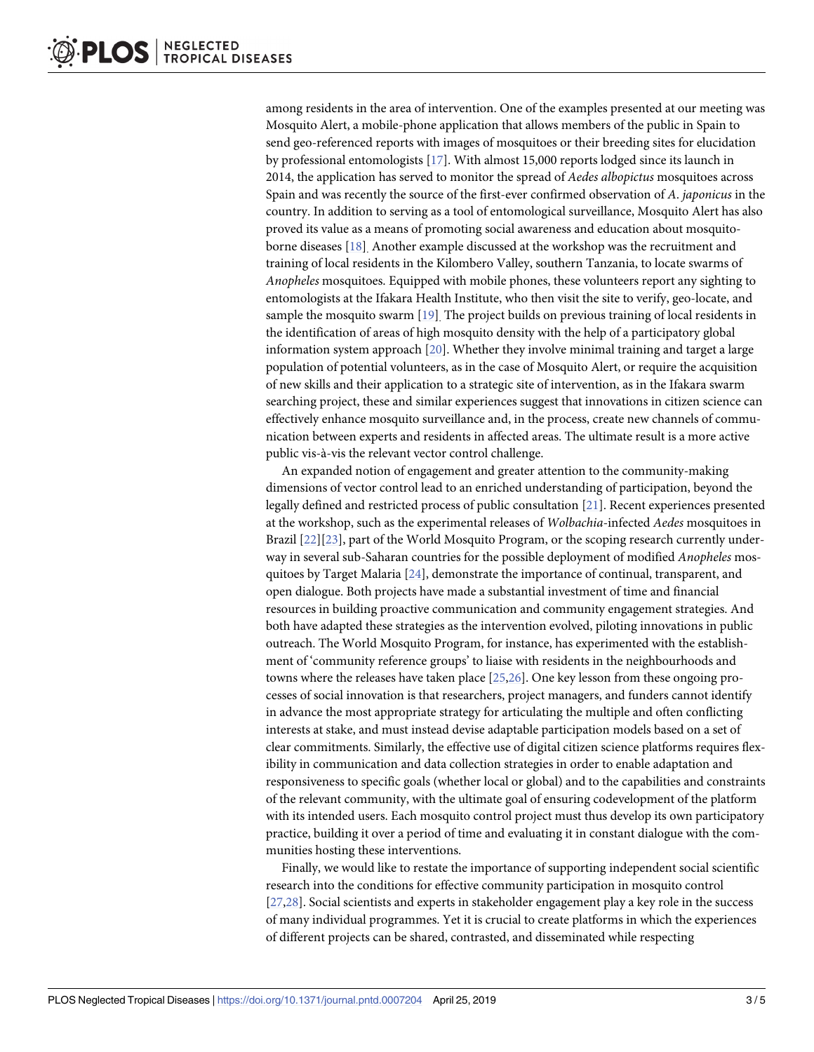among residents in the area of intervention. One of the examples presented at our meeting was Mosquito Alert, a mobile-phone application that allows members of the public in Spain to send geo-referenced reports with images of mosquitoes or their breeding sites for elucidation by professional entomologists [17]. With almost 15,000 reports lodged since its launch in 2014, the application has served to monitor the spread of *Aedes albopictus* mosquitoes across Spain and was recently the source of the first-ever confirmed observation of *A*. *japonicus* in the country. In addition to serving as a tool of entomological surveillance, Mosquito Alert has also proved its value as a means of promoting social awareness and education about mosquito-borne diseases [18]. Another example discussed at the workshop was the recruitment and training of local residents in the Kilombero Valley, southern Tanzania, to locate swarms of *Anopheles* mosquitoes. Equipped with mobile phones, these volunteers report any sighting to entomologists at the Ifakara Health Institute, who then visit the site to verify, geo-locate, and sample the mosquito swarm [19]. The project builds on previous training of local residents in the identification of areas of high mosquito density with the help of a participatory global information system approach [20]. Whether they involve minimal training and target a large population of potential volunteers, as in the case of Mosquito Alert, or require the acquisition of new skills and their application to a strategic site of intervention, as in the Ifakara swarm searching project, these and similar experiences suggest that innovations in citizen science can effectively enhance mosquito surveillance and, in the process, create new channels of communication between experts and residents in affected areas. The ultimate result is a more active public vis-à-vis the relevant vector control challenge.

An expanded notion of engagement and greater attention to the community-making dimensions of vector control lead to an enriched understanding of participation, beyond the legally defined and restricted process of public consultation [21]. Recent experiences presented at the workshop, such as the experimental releases of *Wolbachia*-infected *Aedes* mosquitoes in Brazil [22][23], part of the World Mosquito Program, or the scoping research currently underway in several sub-Saharan countries for the possible deployment of modified *Anopheles* mosquitoes by Target Malaria [24], demonstrate the importance of continual, transparent, and open dialogue. Both projects have made a substantial investment of time and financial resources in building proactive communication and community engagement strategies. And both have adapted these strategies as the intervention evolved, piloting innovations in public outreach. The World Mosquito Program, for instance, has experimented with the establishment of 'community reference groups' to liaise with residents in the neighbourhoods and towns where the releases have taken place [25,26]. One key lesson from these ongoing processes of social innovation is that researchers, project managers, and funders cannot identify in advance the most appropriate strategy for articulating the multiple and often conflicting interests at stake, and must instead devise adaptable participation models based on a set of clear commitments. Similarly, the effective use of digital citizen science platforms requires flexibility in communication and data collection strategies in order to enable adaptation and responsiveness to specific goals (whether local or global) and to the capabilities and constraints of the relevant community, with the ultimate goal of ensuring codevelopment of the platform with its intended users. Each mosquito control project must thus develop its own participatory practice, building it over a period of time and evaluating it in constant dialogue with the communities hosting these interventions.

Finally, we would like to restate the importance of supporting independent social scientific research into the conditions for effective community participation in mosquito control [27,28]. Social scientists and experts in stakeholder engagement play a key role in the success of many individual programmes. Yet it is crucial to create platforms in which the experiences of different projects can be shared, contrasted, and disseminated while respecting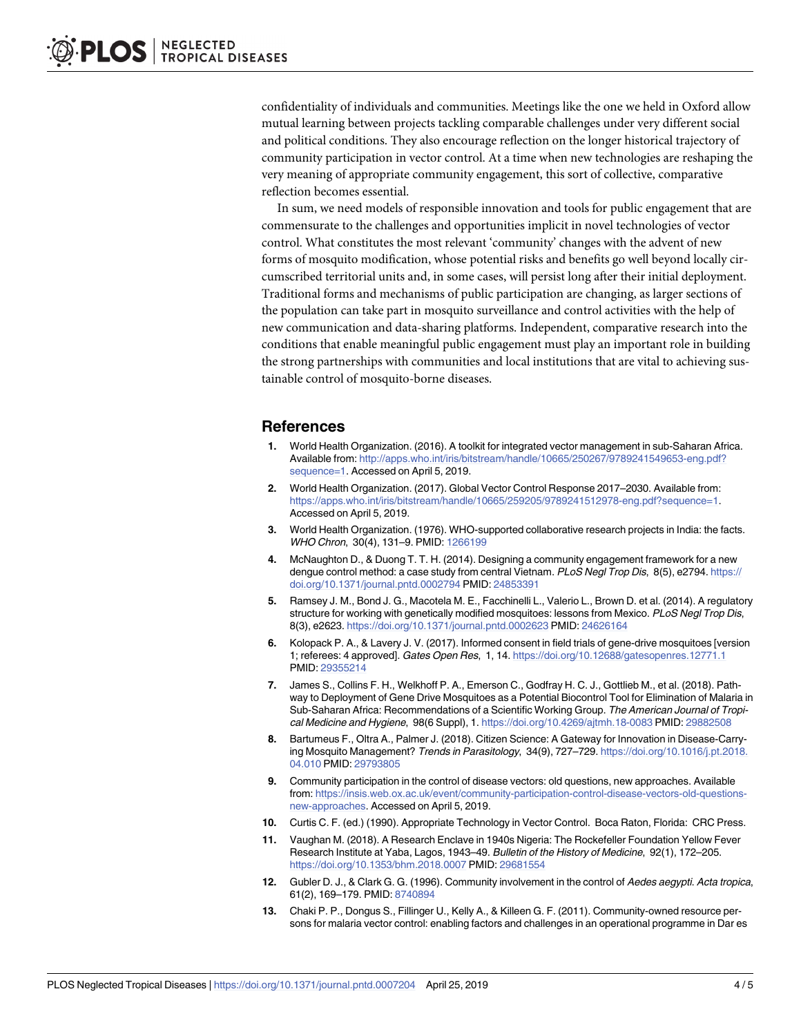confidentiality of individuals and communities. Meetings like the one we held in Oxford allow mutual learning between projects tackling comparable challenges under very different social and political conditions. They also encourage reflection on the longer historical trajectory of community participation in vector control. At a time when new technologies are reshaping the very meaning of appropriate community engagement, this sort of collective, comparative reflection becomes essential.

In sum, we need models of responsible innovation and tools for public engagement that are commensurate to the challenges and opportunities implicit in novel technologies of vector control. What constitutes the most relevant 'community' changes with the advent of new forms of mosquito modification, whose potential risks and benefits go well beyond locally circumscribed territorial units and, in some cases, will persist long after their initial deployment. Traditional forms and mechanisms of public participation are changing, as larger sections of the population can take part in mosquito surveillance and control activities with the help of new communication and data-sharing platforms. Independent, comparative research into the conditions that enable meaningful public engagement must play an important role in building the strong partnerships with communities and local institutions that are vital to achieving sustainable control of mosquito-borne diseases.

## References

1. World Health Organization. (2016). A toolkit for integrated vector management in sub-Saharan Africa. Available from: http://apps.who.int/iris/bitstream/handle/10665/250267/9789241549653-eng.pdf?sequence=1. Accessed on April 5, 2019.
2. World Health Organization. (2017). Global Vector Control Response 2017–2030. Available from: https://apps.who.int/iris/bitstream/handle/10665/259205/9789241512978-eng.pdf?sequence=1. Accessed on April 5, 2019.
3. World Health Organization. (1976). WHO-supported collaborative research projects in India: the facts. *WHO Chron*, 30(4), 131–9. PMID: 1266199
4. McNaughton D., & Duong T. T. H. (2014). Designing a community engagement framework for a new dengue control method: a case study from central Vietnam. *PLoS Negl Trop Dis*, 8(5), e2794. https://doi.org/10.1371/journal.pntd.0002794 PMID: 24853391
5. Ramsey J. M., Bond J. G., Macotela M. E., Facchinelli L., Valerio L., Brown D. et al. (2014). A regulatory structure for working with genetically modified mosquitoes: lessons from Mexico. *PLoS Negl Trop Dis*, 8(3), e2623. https://doi.org/10.1371/journal.pntd.0002623 PMID: 24626164
6. Kolopack P. A., & Lavery J. V. (2017). Informed consent in field trials of gene-drive mosquitoes [version 1; referees: 4 approved]. *Gates Open Res*, 1, 14. https://doi.org/10.12688/gatesopenres.12771.1 PMID: 29355214
7. James S., Collins F. H., Welkhoff P. A., Emerson C., Godfray H. C. J., Gottlieb M., et al. (2018). Pathway to Deployment of Gene Drive Mosquitoes as a Potential Biocontrol Tool for Elimination of Malaria in Sub-Saharan Africa: Recommendations of a Scientific Working Group. *The American Journal of Tropical Medicine and Hygiene*, 98(6 Suppl), 1. https://doi.org/10.4269/ajtmh.18-0083 PMID: 29882508
8. Bartumeus F., Oltra A., Palmer J. (2018). Citizen Science: A Gateway for Innovation in Disease-Carrying Mosquito Management? *Trends in Parasitology*, 34(9), 727–729. https://doi.org/10.1016/j.pt.2018.04.010 PMID: 29793805
9. Community participation in the control of disease vectors: old questions, new approaches. Available from: https://insis.web.ox.ac.uk/event/community-participation-control-disease-vectors-old-questions-new-approaches. Accessed on April 5, 2019.
10. Curtis C. F. (ed.) (1990). Appropriate Technology in Vector Control. Boca Raton, Florida: CRC Press.
11. Vaughan M. (2018). A Research Enclave in 1940s Nigeria: The Rockefeller Foundation Yellow Fever Research Institute at Yaba, Lagos, 1943–49. *Bulletin of the History of Medicine*, 92(1), 172–205. https://doi.org/10.1353/bhm.2018.0007 PMID: 29681554
12. Gubler D. J., & Clark G. G. (1996). Community involvement in the control of *Aedes aegypti*. *Acta tropica*, 61(2), 169–179. PMID: 8740894
13. Chaki P. P., Dongus S., Fillinger U., Kelly A., & Killeen G. F. (2011). Community-owned resource persons for malaria vector control: enabling factors and challenges in an operational programme in Dar es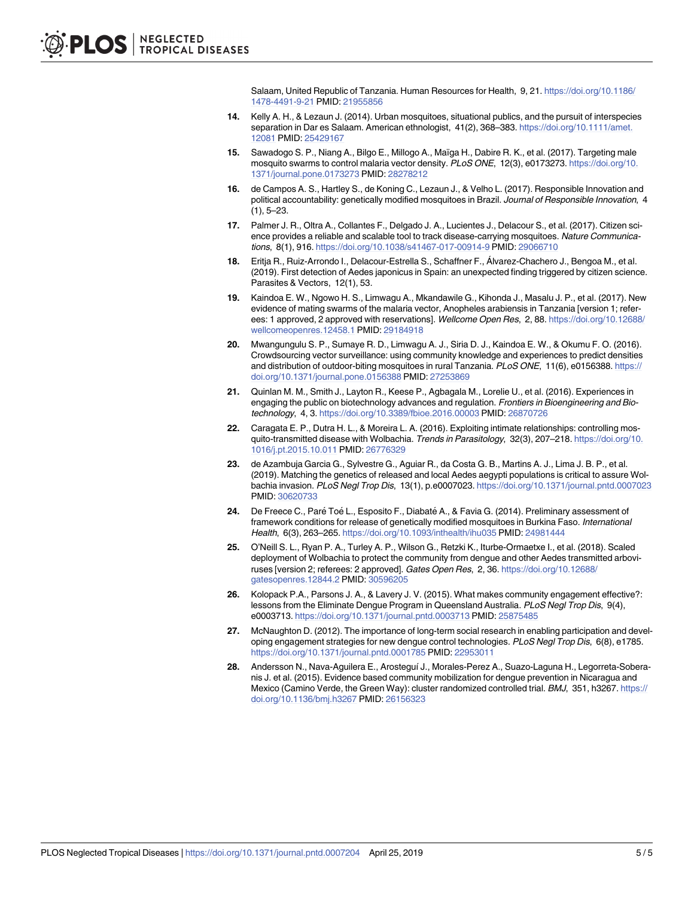Salaam, United Republic of Tanzania. Human Resources for Health, 9, 21. https://doi.org/10.1186/1478-4491-9-21 PMID: 21955856

14. Kelly A. H., & Lezaun J. (2014). Urban mosquitoes, situational publics, and the pursuit of interspecies separation in Dar es Salaam. American ethnologist, 41(2), 368–383. https://doi.org/10.1111/amet.12081 PMID: 25429167

15. Sawadogo S. P., Niang A., Bilgo E., Millogo A., Maïga H., Dabire R. K., et al. (2017). Targeting male mosquito swarms to control malaria vector density. *PLoS ONE*, 12(3), e0173273. https://doi.org/10.1371/journal.pone.0173273 PMID: 28278212

16. de Campos A. S., Hartley S., de Koning C., Lezaun J., & Velho L. (2017). Responsible Innovation and political accountability: genetically modified mosquitoes in Brazil. *Journal of Responsible Innovation*, 4 (1), 5–23.

17. Palmer J. R., Oltra A., Collantes F., Delgado J. A., Lucientes J., Delacour S., et al. (2017). Citizen science provides a reliable and scalable tool to track disease-carrying mosquitoes. *Nature Communications*, 8(1), 916. https://doi.org/10.1038/s41467-017-00914-9 PMID: 29066710

18. Eritja R., Ruiz-Arrondo I., Delacour-Estrella S., Schaffner F., Álvarez-Chachero J., Bengoa M., et al. (2019). First detection of Aedes japonicus in Spain: an unexpected finding triggered by citizen science. Parasites & Vectors, 12(1), 53.

19. Kaindoa E. W., Ngowo H. S., Limwagu A., Mkandawile G., Kihonda J., Masalu J. P., et al. (2017). New evidence of mating swarms of the malaria vector, Anopheles arabiensis in Tanzania [version 1; referees: 1 approved, 2 approved with reservations]. *Wellcome Open Res*, 2, 88. https://doi.org/10.12688/wellcomeopenres.12458.1 PMID: 29184918

20. Mwangungulu S. P., Sumaye R. D., Limwagu A. J., Siria D. J., Kaindoa E. W., & Okumu F. O. (2016). Crowdsourcing vector surveillance: using community knowledge and experiences to predict densities and distribution of outdoor-biting mosquitoes in rural Tanzania. *PLoS ONE*, 11(6), e0156388. https://doi.org/10.1371/journal.pone.0156388 PMID: 27253869

21. Quinlan M. M., Smith J., Layton R., Keese P., Agbagala M., Lorelie U., et al. (2016). Experiences in engaging the public on biotechnology advances and regulation. *Frontiers in Bioengineering and Biotechnology*, 4, 3. https://doi.org/10.3389/fbioe.2016.00003 PMID: 26870726

22. Caragata E. P., Dutra H. L., & Moreira L. A. (2016). Exploiting intimate relationships: controlling mosquito-transmitted disease with Wolbachia. *Trends in Parasitology*, 32(3), 207–218. https://doi.org/10.1016/j.pt.2015.10.011 PMID: 26776329

23. de Azambuja Garcia G., Sylvestre G., Aguiar R., da Costa G. B., Martins A. J., Lima J. B. P., et al. (2019). Matching the genetics of released and local Aedes aegypti populations is critical to assure Wolbachia invasion. *PLoS Negl Trop Dis*, 13(1), p.e0007023. https://doi.org/10.1371/journal.pntd.0007023 PMID: 30620733

24. De Freece C., Paré Toé L., Esposito F., Diabaté A., & Favia G. (2014). Preliminary assessment of framework conditions for release of genetically modified mosquitoes in Burkina Faso. *International Health*, 6(3), 263–265. https://doi.org/10.1093/inthealth/ihu035 PMID: 24981444

25. O'Neill S. L., Ryan P. A., Turley A. P., Wilson G., Retzki K., Iturbe-Ormaetxe I., et al. (2018). Scaled deployment of Wolbachia to protect the community from dengue and other Aedes transmitted arboviruses [version 2; referees: 2 approved]. *Gates Open Res*, 2, 36. https://doi.org/10.12688/gatesopenres.12844.2 PMID: 30596205

26. Kolopack P.A., Parsons J. A., & Lavery J. V. (2015). What makes community engagement effective?: lessons from the Eliminate Dengue Program in Queensland Australia. *PLoS Negl Trop Dis*, 9(4), e0003713. https://doi.org/10.1371/journal.pntd.0003713 PMID: 25875485

27. McNaughton D. (2012). The importance of long-term social research in enabling participation and developing engagement strategies for new dengue control technologies. *PLoS Negl Trop Dis*, 6(8), e1785. https://doi.org/10.1371/journal.pntd.0001785 PMID: 22953011

28. Andersson N., Nava-Aguilera E., Arosteguí J., Morales-Perez A., Suazo-Laguna H., Legorreta-Soberanis J. et al. (2015). Evidence based community mobilization for dengue prevention in Nicaragua and Mexico (Camino Verde, the Green Way): cluster randomized controlled trial. *BMJ*, 351, h3267. https://doi.org/10.1136/bmj.h3267 PMID: 26156323